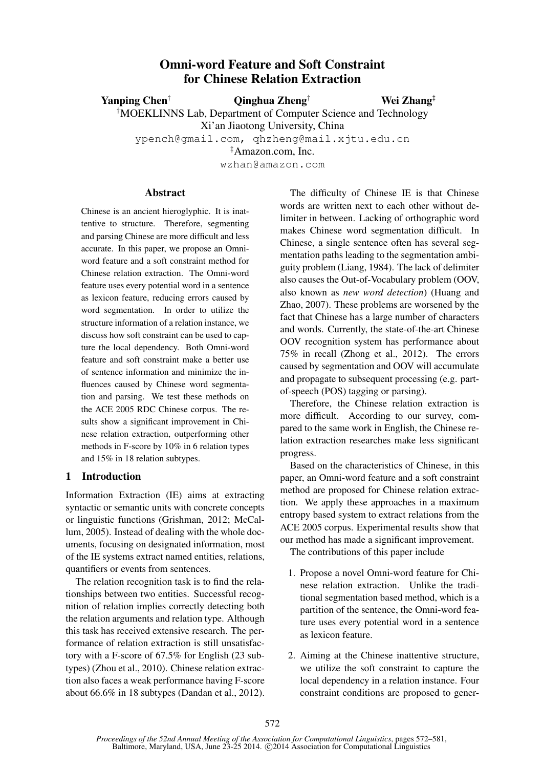# Omni-word Feature and Soft Constraint for Chinese Relation Extraction

**Yanping Chen**[†] **Qinghua Zheng**[†] **Wei Zhang**[‡]

[†]MOEKLINNS Lab, Department of Computer Science and Technology
Xi'an Jiaotong University, China
ypench@gmail.com, qhzheng@mail.xjtu.edu.cn

[‡]Amazon.com, Inc.
wzhan@amazon.com

## Abstract

Chinese is an ancient hieroglyphic. It is inattentive to structure. Therefore, segmenting and parsing Chinese are more difficult and less accurate. In this paper, we propose an Omni-word feature and a soft constraint method for Chinese relation extraction. The Omni-word feature uses every potential word in a sentence as lexicon feature, reducing errors caused by word segmentation. In order to utilize the structure information of a relation instance, we discuss how soft constraint can be used to capture the local dependency. Both Omni-word feature and soft constraint make a better use of sentence information and minimize the influences caused by Chinese word segmentation and parsing. We test these methods on the ACE 2005 RDC Chinese corpus. The results show a significant improvement in Chinese relation extraction, outperforming other methods in F-score by 10% in 6 relation types and 15% in 18 relation subtypes.

## 1 Introduction

Information Extraction (IE) aims at extracting syntactic or semantic units with concrete concepts or linguistic functions (Grishman, 2012; McCallum, 2005). Instead of dealing with the whole documents, focusing on designated information, most of the IE systems extract named entities, relations, quantifiers or events from sentences.

The relation recognition task is to find the relationships between two entities. Successful recognition of relation implies correctly detecting both the relation arguments and relation type. Although this task has received extensive research. The performance of relation extraction is still unsatisfactory with a F-score of 67.5% for English (23 subtypes) (Zhou et al., 2010). Chinese relation extraction also faces a weak performance having F-score about 66.6% in 18 subtypes (Dandan et al., 2012).

The difficulty of Chinese IE is that Chinese words are written next to each other without delimiter in between. Lacking of orthographic word makes Chinese word segmentation difficult. In Chinese, a single sentence often has several segmentation paths leading to the segmentation ambiguity problem (Liang, 1984). The lack of delimiter also causes the Out-of-Vocabulary problem (OOV, also known as *new word detection*) (Huang and Zhao, 2007). These problems are worsened by the fact that Chinese has a large number of characters and words. Currently, the state-of-the-art Chinese OOV recognition system has performance about 75% in recall (Zhong et al., 2012). The errors caused by segmentation and OOV will accumulate and propagate to subsequent processing (e.g. part-of-speech (POS) tagging or parsing).

Therefore, the Chinese relation extraction is more difficult. According to our survey, compared to the same work in English, the Chinese relation extraction researches make less significant progress.

Based on the characteristics of Chinese, in this paper, an Omni-word feature and a soft constraint method are proposed for Chinese relation extraction. We apply these approaches in a maximum entropy based system to extract relations from the ACE 2005 corpus. Experimental results show that our method has made a significant improvement.

The contributions of this paper include

1. Propose a novel Omni-word feature for Chinese relation extraction. Unlike the traditional segmentation based method, which is a partition of the sentence, the Omni-word feature uses every potential word in a sentence as lexicon feature.

2. Aiming at the Chinese inattentive structure, we utilize the soft constraint to capture the local dependency in a relation instance. Four constraint conditions are proposed to gener-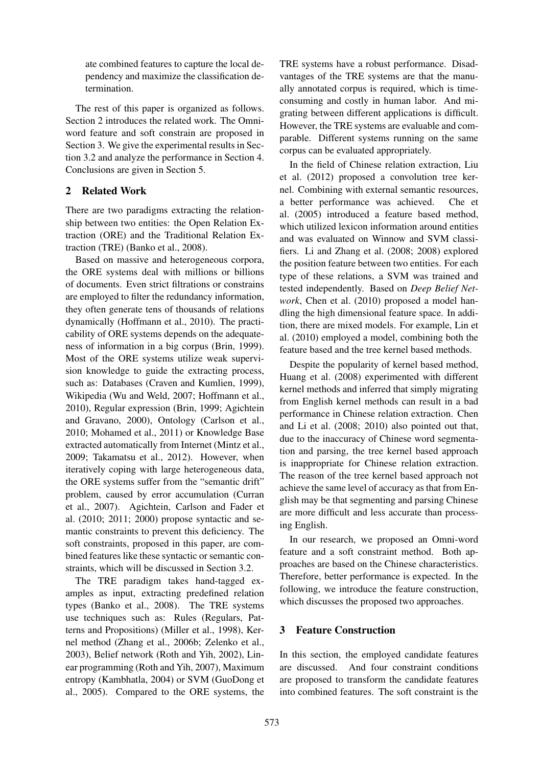ate combined features to capture the local dependency and maximize the classification determination.

The rest of this paper is organized as follows. Section 2 introduces the related work. The Omni-word feature and soft constrain are proposed in Section 3. We give the experimental results in Section 3.2 and analyze the performance in Section 4. Conclusions are given in Section 5.

## 2 Related Work

There are two paradigms extracting the relationship between two entities: the Open Relation Extraction (ORE) and the Traditional Relation Extraction (TRE) (Banko et al., 2008).

Based on massive and heterogeneous corpora, the ORE systems deal with millions or billions of documents. Even strict filtrations or constrains are employed to filter the redundancy information, they often generate tens of thousands of relations dynamically (Hoffmann et al., 2010). The practicability of ORE systems depends on the adequateness of information in a big corpus (Brin, 1999). Most of the ORE systems utilize weak supervision knowledge to guide the extracting process, such as: Databases (Craven and Kumlien, 1999), Wikipedia (Wu and Weld, 2007; Hoffmann et al., 2010), Regular expression (Brin, 1999; Agichtein and Gravano, 2000), Ontology (Carlson et al., 2010; Mohamed et al., 2011) or Knowledge Base extracted automatically from Internet (Mintz et al., 2009; Takamatsu et al., 2012). However, when iteratively coping with large heterogeneous data, the ORE systems suffer from the "semantic drift" problem, caused by error accumulation (Curran et al., 2007). Agichtein, Carlson and Fader et al. (2010; 2011; 2000) propose syntactic and semantic constraints to prevent this deficiency. The soft constraints, proposed in this paper, are combined features like these syntactic or semantic constraints, which will be discussed in Section 3.2.

The TRE paradigm takes hand-tagged examples as input, extracting predefined relation types (Banko et al., 2008). The TRE systems use techniques such as: Rules (Regulars, Patterns and Propositions) (Miller et al., 1998), Kernel method (Zhang et al., 2006b; Zelenko et al., 2003), Belief network (Roth and Yih, 2002), Linear programming (Roth and Yih, 2007), Maximum entropy (Kambhatla, 2004) or SVM (GuoDong et al., 2005). Compared to the ORE systems, the TRE systems have a robust performance. Disadvantages of the TRE systems are that the manually annotated corpus is required, which is time-consuming and costly in human labor. And migrating between different applications is difficult. However, the TRE systems are evaluable and comparable. Different systems running on the same corpus can be evaluated appropriately.

In the field of Chinese relation extraction, Liu et al. (2012) proposed a convolution tree kernel. Combining with external semantic resources, a better performance was achieved. Che et al. (2005) introduced a feature based method, which utilized lexicon information around entities and was evaluated on Winnow and SVM classifiers. Li and Zhang et al. (2008; 2008) explored the position feature between two entities. For each type of these relations, a SVM was trained and tested independently. Based on *Deep Belief Network*, Chen et al. (2010) proposed a model handling the high dimensional feature space. In addition, there are mixed models. For example, Lin et al. (2010) employed a model, combining both the feature based and the tree kernel based methods.

Despite the popularity of kernel based method, Huang et al. (2008) experimented with different kernel methods and inferred that simply migrating from English kernel methods can result in a bad performance in Chinese relation extraction. Chen and Li et al. (2008; 2010) also pointed out that, due to the inaccuracy of Chinese word segmentation and parsing, the tree kernel based approach is inappropriate for Chinese relation extraction. The reason of the tree kernel based approach not achieve the same level of accuracy as that from English may be that segmenting and parsing Chinese are more difficult and less accurate than processing English.

In our research, we proposed an Omni-word feature and a soft constraint method. Both approaches are based on the Chinese characteristics. Therefore, better performance is expected. In the following, we introduce the feature construction, which discusses the proposed two approaches.

## 3 Feature Construction

In this section, the employed candidate features are discussed. And four constraint conditions are proposed to transform the candidate features into combined features. The soft constraint is the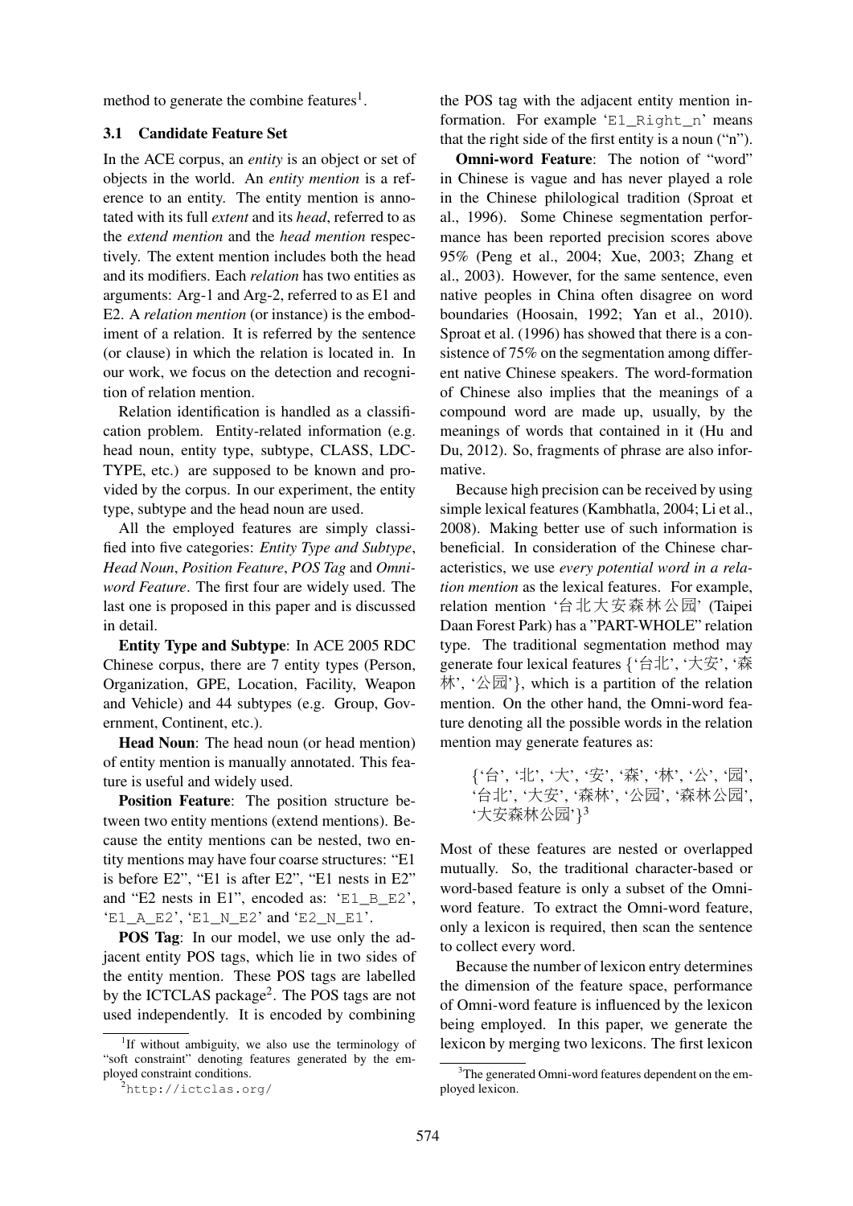method to generate the combine features[1].

### 3.1 Candidate Feature Set

In the ACE corpus, an *entity* is an object or set of objects in the world. An *entity mention* is a reference to an entity. The entity mention is annotated with its full *extent* and its *head*, referred to as the *extend mention* and the *head mention* respectively. The extent mention includes both the head and its modifiers. Each *relation* has two entities as arguments: Arg-1 and Arg-2, referred to as E1 and E2. A *relation mention* (or instance) is the embodiment of a relation. It is referred by the sentence (or clause) in which the relation is located in. In our work, we focus on the detection and recognition of relation mention.

Relation identification is handled as a classification problem. Entity-related information (e.g. head noun, entity type, subtype, CLASS, LDC-TYPE, etc.) are supposed to be known and provided by the corpus. In our experiment, the entity type, subtype and the head noun are used.

All the employed features are simply classified into five categories: *Entity Type and Subtype*, *Head Noun*, *Position Feature*, *POS Tag* and *Omni-word Feature*. The first four are widely used. The last one is proposed in this paper and is discussed in detail.

**Entity Type and Subtype**: In ACE 2005 RDC Chinese corpus, there are 7 entity types (Person, Organization, GPE, Location, Facility, Weapon and Vehicle) and 44 subtypes (e.g. Group, Government, Continent, etc.).

**Head Noun**: The head noun (or head mention) of entity mention is manually annotated. This feature is useful and widely used.

**Position Feature**: The position structure between two entity mentions (extend mentions). Because the entity mentions can be nested, two entity mentions may have four coarse structures: "E1 is before E2", "E1 is after E2", "E1 nests in E2" and "E2 nests in E1", encoded as: 'E1_B_E2', 'E1_A_E2', 'E1_N_E2' and 'E2_N_E1'.

**POS Tag**: In our model, we use only the adjacent entity POS tags, which lie in two sides of the entity mention. These POS tags are labelled by the ICTCLAS package[2]. The POS tags are not used independently. It is encoded by combining the POS tag with the adjacent entity mention information. For example 'E1_Right_n' means that the right side of the first entity is a noun ("n").

**Omni-word Feature**: The notion of "word" in Chinese is vague and has never played a role in the Chinese philological tradition (Sproat et al., 1996). Some Chinese segmentation performance has been reported precision scores above 95% (Peng et al., 2004; Xue, 2003; Zhang et al., 2003). However, for the same sentence, even native peoples in China often disagree on word boundaries (Hoosain, 1992; Yan et al., 2010). Sproat et al. (1996) has showed that there is a consistence of 75% on the segmentation among different native Chinese speakers. The word-formation of Chinese also implies that the meanings of a compound word are made up, usually, by the meanings of words that contained in it (Hu and Du, 2012). So, fragments of phrase are also informative.

Because high precision can be received by using simple lexical features (Kambhatla, 2004; Li et al., 2008). Making better use of such information is beneficial. In consideration of the Chinese characteristics, we use *every potential word in a relation mention* as the lexical features. For example, relation mention '台北大安森林公园' (Taipei Daan Forest Park) has a "PART-WHOLE" relation type. The traditional segmentation method may generate four lexical features {'台北', '大安', '森林', '公园'}, which is a partition of the relation mention. On the other hand, the Omni-word feature denoting all the possible words in the relation mention may generate features as:

> {'台', '北', '大', '安', '森', '林', '公', '园', '台北', '大安', '森林', '公园', '森林公园', '大安森林公园'}[3]

Most of these features are nested or overlapped mutually. So, the traditional character-based or word-based feature is only a subset of the Omni-word feature. To extract the Omni-word feature, only a lexicon is required, then scan the sentence to collect every word.

Because the number of lexicon entry determines the dimension of the feature space, performance of Omni-word feature is influenced by the lexicon being employed. In this paper, we generate the lexicon by merging two lexicons. The first lexicon

---

[1] If without ambiguity, we also use the terminology of "soft constraint" denoting features generated by the employed constraint conditions.

[2] http://ictclas.org/

[3] The generated Omni-word features dependent on the employed lexicon.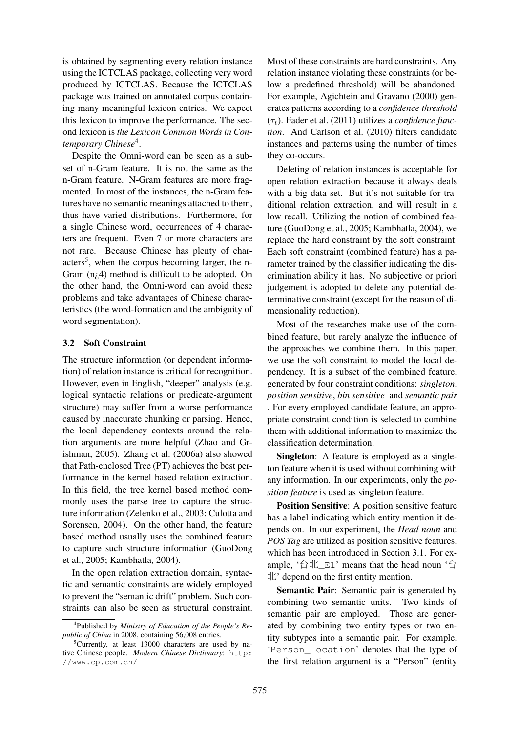is obtained by segmenting every relation instance using the ICTCLAS package, collecting very word produced by ICTCLAS. Because the ICTCLAS package was trained on annotated corpus containing many meaningful lexicon entries. We expect this lexicon to improve the performance. The second lexicon is *the Lexicon Common Words in Contemporary Chinese*[4].

Despite the Omni-word can be seen as a subset of n-Gram feature. It is not the same as the n-Gram feature. N-Gram features are more fragmented. In most of the instances, the n-Gram features have no semantic meanings attached to them, thus have varied distributions. Furthermore, for a single Chinese word, occurrences of 4 characters are frequent. Even 7 or more characters are not rare. Because Chinese has plenty of characters[5], when the corpus becoming larger, the n-Gram (n¿4) method is difficult to be adopted. On the other hand, the Omni-word can avoid these problems and take advantages of Chinese characteristics (the word-formation and the ambiguity of word segmentation).

### 3.2 Soft Constraint

The structure information (or dependent information) of relation instance is critical for recognition. However, even in English, "deeper" analysis (e.g. logical syntactic relations or predicate-argument structure) may suffer from a worse performance caused by inaccurate chunking or parsing. Hence, the local dependency contexts around the relation arguments are more helpful (Zhao and Grishman, 2005). Zhang et al. (2006a) also showed that Path-enclosed Tree (PT) achieves the best performance in the kernel based relation extraction. In this field, the tree kernel based method commonly uses the parse tree to capture the structure information (Zelenko et al., 2003; Culotta and Sorensen, 2004). On the other hand, the feature based method usually uses the combined feature to capture such structure information (GuoDong et al., 2005; Kambhatla, 2004).

In the open relation extraction domain, syntactic and semantic constraints are widely employed to prevent the "semantic drift" problem. Such constraints can also be seen as structural constraint. Most of these constraints are hard constraints. Any relation instance violating these constraints (or below a predefined threshold) will be abandoned. For example, Agichtein and Gravano (2000) generates patterns according to a *confidence threshold* ($\tau_t$). Fader et al. (2011) utilizes a *confidence function*. And Carlson et al. (2010) filters candidate instances and patterns using the number of times they co-occurs.

Deleting of relation instances is acceptable for open relation extraction because it always deals with a big data set. But it's not suitable for traditional relation extraction, and will result in a low recall. Utilizing the notion of combined feature (GuoDong et al., 2005; Kambhatla, 2004), we replace the hard constraint by the soft constraint. Each soft constraint (combined feature) has a parameter trained by the classifier indicating the discrimination ability it has. No subjective or priori judgement is adopted to delete any potential determinative constraint (except for the reason of dimensionality reduction).

Most of the researches make use of the combined feature, but rarely analyze the influence of the approaches we combine them. In this paper, we use the soft constraint to model the local dependency. It is a subset of the combined feature, generated by four constraint conditions: *singleton*, *position sensitive*, *bin sensitive* and *semantic pair* . For every employed candidate feature, an appropriate constraint condition is selected to combine them with additional information to maximize the classification determination.

**Singleton**: A feature is employed as a singleton feature when it is used without combining with any information. In our experiments, only the *position feature* is used as singleton feature.

**Position Sensitive**: A position sensitive feature has a label indicating which entity mention it depends on. In our experiment, the *Head noun* and *POS Tag* are utilized as position sensitive features, which has been introduced in Section 3.1. For example, '台北_E1' means that the head noun '台北' depend on the first entity mention.

**Semantic Pair**: Semantic pair is generated by combining two semantic units. Two kinds of semantic pair are employed. Those are generated by combining two entity types or two entity subtypes into a semantic pair. For example, 'Person_Location' denotes that the type of the first relation argument is a "Person" (entity

[4] Published by *Ministry of Education of the People's Republic of China* in 2008, containing 56,008 entries.

[5] Currently, at least 13000 characters are used by native Chinese people. *Modern Chinese Dictionary*: http://www.cp.com.cn/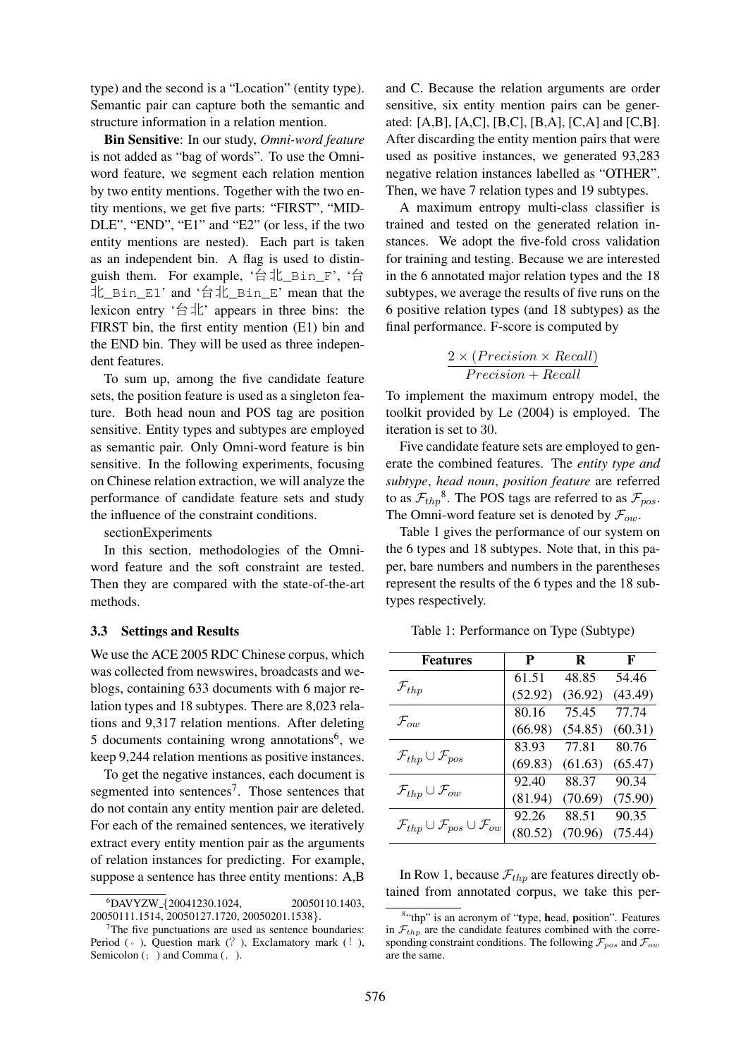type) and the second is a "Location" (entity type). Semantic pair can capture both the semantic and structure information in a relation mention.

**Bin Sensitive**: In our study, *Omni-word feature* is not added as "bag of words". To use the Omni-word feature, we segment each relation mention by two entity mentions. Together with the two entity mentions, we get five parts: "FIRST", "MIDDLE", "END", "E1" and "E2" (or less, if the two entity mentions are nested). Each part is taken as an independent bin. A flag is used to distinguish them. For example, '台北_Bin_F', '台北_Bin_E1' and '台北_Bin_E' mean that the lexicon entry '台北' appears in three bins: the FIRST bin, the first entity mention (E1) bin and the END bin. They will be used as three independent features.

To sum up, among the five candidate feature sets, the position feature is used as a singleton feature. Both head noun and POS tag are position sensitive. Entity types and subtypes are employed as semantic pair. Only Omni-word feature is bin sensitive. In the following experiments, focusing on Chinese relation extraction, we will analyze the performance of candidate feature sets and study the influence of the constraint conditions.

sectionExperiments

In this section, methodologies of the Omni-word feature and the soft constraint are tested. Then they are compared with the state-of-the-art methods.

### 3.3 Settings and Results

We use the ACE 2005 RDC Chinese corpus, which was collected from newswires, broadcasts and weblogs, containing 633 documents with 6 major relation types and 18 subtypes. There are 8,023 relations and 9,317 relation mentions. After deleting 5 documents containing wrong annotations[6], we keep 9,244 relation mentions as positive instances.

To get the negative instances, each document is segmented into sentences[7]. Those sentences that do not contain any entity mention pair are deleted. For each of the remained sentences, we iteratively extract every entity mention pair as the arguments of relation instances for predicting. For example, suppose a sentence has three entity mentions: A,B and C. Because the relation arguments are order sensitive, six entity mention pairs can be generated: [A,B], [A,C], [B,C], [B,A], [C,A] and [C,B]. After discarding the entity mention pairs that were used as positive instances, we generated 93,283 negative relation instances labelled as "OTHER". Then, we have 7 relation types and 19 subtypes.

A maximum entropy multi-class classifier is trained and tested on the generated relation instances. We adopt the five-fold cross validation for training and testing. Because we are interested in the 6 annotated major relation types and the 18 subtypes, we average the results of five runs on the 6 positive relation types (and 18 subtypes) as the final performance. F-score is computed by

$$\frac{2 \times (Precision \times Recall)}{Precision + Recall}$$

To implement the maximum entropy model, the toolkit provided by Le (2004) is employed. The iteration is set to 30.

Five candidate feature sets are employed to generate the combined features. The *entity type and subtype*, *head noun*, *position feature* are referred to as $\mathcal{F}_{thp}$[8]. The POS tags are referred to as $\mathcal{F}_{pos}$. The Omni-word feature set is denoted by $\mathcal{F}_{ow}$.

Table 1 gives the performance of our system on the 6 types and 18 subtypes. Note that, in this paper, bare numbers and numbers in the parentheses represent the results of the 6 types and the 18 subtypes respectively.

Table 1: Performance on Type (Subtype)

| Features | P | R | F |
|---|---|---|---|
| $\mathcal{F}_{thp}$ | 61.51 (52.92) | 48.85 (36.92) | 54.46 (43.49) |
| $\mathcal{F}_{ow}$ | 80.16 (66.98) | 75.45 (54.85) | 77.74 (60.31) |
| $\mathcal{F}_{thp} \cup \mathcal{F}_{pos}$ | 83.93 (69.83) | 77.81 (61.63) | 80.76 (65.47) |
| $\mathcal{F}_{thp} \cup \mathcal{F}_{ow}$ | 92.40 (81.94) | 88.37 (70.69) | 90.34 (75.90) |
| $\mathcal{F}_{thp} \cup \mathcal{F}_{pos} \cup \mathcal{F}_{ow}$ | 92.26 (80.52) | 88.51 (70.96) | 90.35 (75.44) |

In Row 1, because $\mathcal{F}_{thp}$ are features directly obtained from annotated corpus, we take this per-

[6] DAVYZW_{20041230.1024, 20050110.1403, 20050111.1514, 20050127.1720, 20050201.1538}.

[7] The five punctuations are used as sentence boundaries: Period (。), Question mark (？), Exclamatory mark (！), Semicolon (；) and Comma (，).

[8] "thp" is an acronym of "**t**ype, **h**ead, **p**osition". Features in $\mathcal{F}_{thp}$ are the candidate features combined with the corresponding constraint conditions. The following $\mathcal{F}_{pos}$ and $\mathcal{F}_{ow}$ are the same.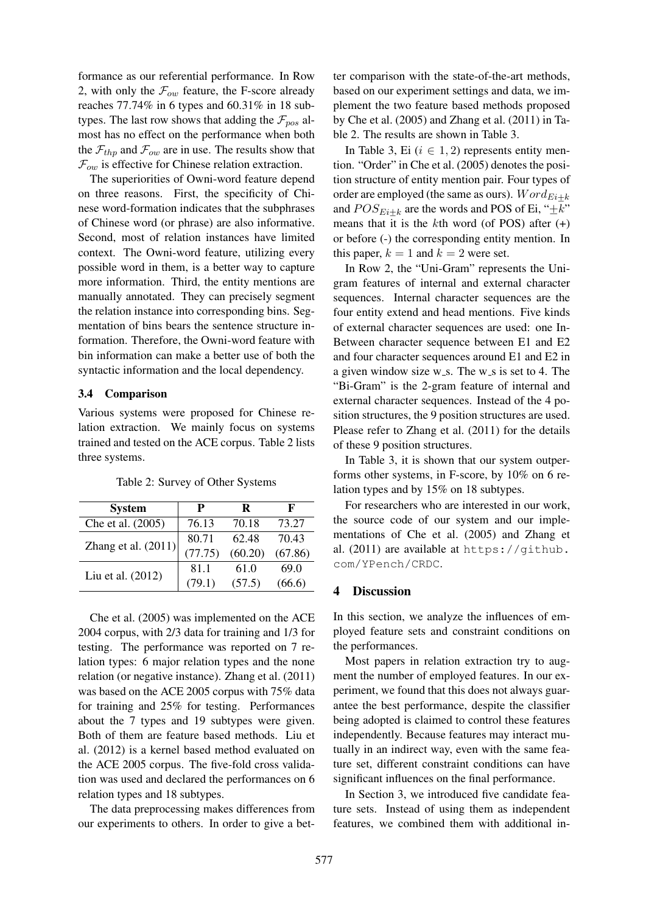formance as our referential performance. In Row 2, with only the $\mathcal{F}_{ow}$ feature, the F-score already reaches 77.74% in 6 types and 60.31% in 18 subtypes. The last row shows that adding the $\mathcal{F}_{pos}$ almost has no effect on the performance when both the $\mathcal{F}_{thp}$ and $\mathcal{F}_{ow}$ are in use. The results show that $\mathcal{F}_{ow}$ is effective for Chinese relation extraction.

The superiorities of Owni-word feature depend on three reasons. First, the specificity of Chinese word-formation indicates that the subphrases of Chinese word (or phrase) are also informative. Second, most of relation instances have limited context. The Owni-word feature, utilizing every possible word in them, is a better way to capture more information. Third, the entity mentions are manually annotated. They can precisely segment the relation instance into corresponding bins. Segmentation of bins bears the sentence structure information. Therefore, the Owni-word feature with bin information can make a better use of both the syntactic information and the local dependency.

### 3.4 Comparison

Various systems were proposed for Chinese relation extraction. We mainly focus on systems trained and tested on the ACE corpus. Table 2 lists three systems.

Table 2: Survey of Other Systems

| System | P | R | F |
|---|---|---|---|
| Che et al. (2005) | 76.13 | 70.18 | 73.27 |
| Zhang et al. (2011) | 80.71 | 62.48 | 70.43 |
| | (77.75) | (60.20) | (67.86) |
| Liu et al. (2012) | 81.1 | 61.0 | 69.0 |
| | (79.1) | (57.5) | (66.6) |

Che et al. (2005) was implemented on the ACE 2004 corpus, with 2/3 data for training and 1/3 for testing. The performance was reported on 7 relation types: 6 major relation types and the none relation (or negative instance). Zhang et al. (2011) was based on the ACE 2005 corpus with 75% data for training and 25% for testing. Performances about the 7 types and 19 subtypes were given. Both of them are feature based methods. Liu et al. (2012) is a kernel based method evaluated on the ACE 2005 corpus. The five-fold cross validation was used and declared the performances on 6 relation types and 18 subtypes.

The data preprocessing makes differences from our experiments to others. In order to give a better comparison with the state-of-the-art methods, based on our experiment settings and data, we implement the two feature based methods proposed by Che et al. (2005) and Zhang et al. (2011) in Table 2. The results are shown in Table 3.

In Table 3, Ei ($i \in 1, 2$) represents entity mention. "Order" in Che et al. (2005) denotes the position structure of entity mention pair. Four types of order are employed (the same as ours). $Word_{Ei \pm k}$ and $POS_{Ei \pm k}$ are the words and POS of Ei, "$\pm k$" means that it is the $k$th word (of POS) after (+) or before (-) the corresponding entity mention. In this paper, $k = 1$ and $k = 2$ were set.

In Row 2, the "Uni-Gram" represents the Unigram features of internal and external character sequences. Internal character sequences are the four entity extend and head mentions. Five kinds of external character sequences are used: one In-Between character sequence between E1 and E2 and four character sequences around E1 and E2 in a given window size w_s. The w_s is set to 4. The "Bi-Gram" is the 2-gram feature of internal and external character sequences. Instead of the 4 position structures, the 9 position structures are used. Please refer to Zhang et al. (2011) for the details of these 9 position structures.

In Table 3, it is shown that our system outperforms other systems, in F-score, by 10% on 6 relation types and by 15% on 18 subtypes.

For researchers who are interested in our work, the source code of our system and our implementations of Che et al. (2005) and Zhang et al. (2011) are available at https://github.com/YPench/CRDC.

## 4 Discussion

In this section, we analyze the influences of employed feature sets and constraint conditions on the performances.

Most papers in relation extraction try to augment the number of employed features. In our experiment, we found that this does not always guarantee the best performance, despite the classifier being adopted is claimed to control these features independently. Because features may interact mutually in an indirect way, even with the same feature set, different constraint conditions can have significant influences on the final performance.

In Section 3, we introduced five candidate feature sets. Instead of using them as independent features, we combined them with additional in-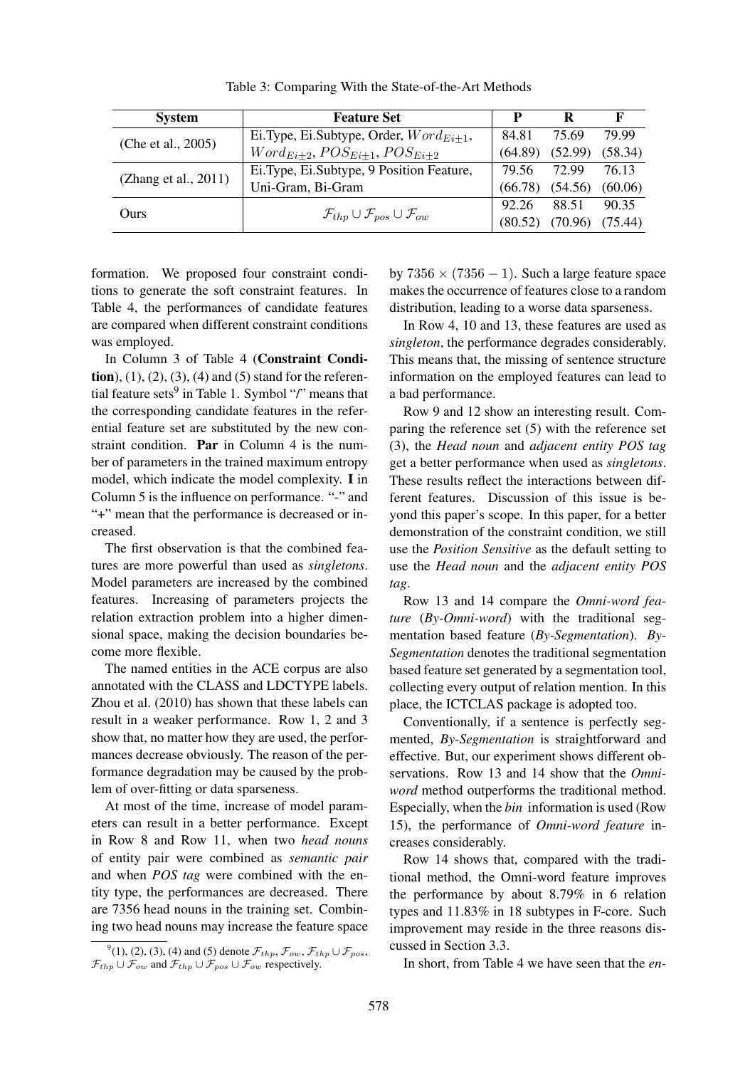Table 3: Comparing With the State-of-the-Art Methods

| System | Feature Set | P | R | F |
|---|---|---|---|---|
| (Che et al., 2005) | Ei.Type, Ei.Subtype, Order, $Word_{Ei\pm1}$, $Word_{Ei\pm2}$, $POS_{Ei\pm1}$, $POS_{Ei\pm2}$ | 84.81 (64.89) | 75.69 (52.99) | 79.99 (58.34) |
| (Zhang et al., 2011) | Ei.Type, Ei.Subtype, 9 Position Feature, Uni-Gram, Bi-Gram | 79.56 (66.78) | 72.99 (54.56) | 76.13 (60.06) |
| Ours | $\mathcal{F}_{thp} \cup \mathcal{F}_{pos} \cup \mathcal{F}_{ow}$ | 92.26 (80.52) | 88.51 (70.96) | 90.35 (75.44) |

formation. We proposed four constraint conditions to generate the soft constraint features. In Table 4, the performances of candidate features are compared when different constraint conditions was employed.

In Column 3 of Table 4 (**Constraint Condition**), (1), (2), (3), (4) and (5) stand for the referential feature sets[9] in Table 1. Symbol "/" means that the corresponding candidate features in the referential feature set are substituted by the new constraint condition. **Par** in Column 4 is the number of parameters in the trained maximum entropy model, which indicate the model complexity. **I** in Column 5 is the influence on performance. "-" and "+" mean that the performance is decreased or increased.

The first observation is that the combined features are more powerful than used as *singletons*. Model parameters are increased by the combined features. Increasing of parameters projects the relation extraction problem into a higher dimensional space, making the decision boundaries become more flexible.

The named entities in the ACE corpus are also annotated with the CLASS and LDCTYPE labels. Zhou et al. (2010) has shown that these labels can result in a weaker performance. Row 1, 2 and 3 show that, no matter how they are used, the performances decrease obviously. The reason of the performance degradation may be caused by the problem of over-fitting or data sparseness.

At most of the time, increase of model parameters can result in a better performance. Except in Row 8 and Row 11, when two *head nouns* of entity pair were combined as *semantic pair* and when *POS tag* were combined with the entity type, the performances are decreased. There are 7356 head nouns in the training set. Combining two head nouns may increase the feature space by $7356 \times (7356 - 1)$. Such a large feature space makes the occurrence of features close to a random distribution, leading to a worse data sparseness.

In Row 4, 10 and 13, these features are used as *singleton*, the performance degrades considerably. This means that, the missing of sentence structure information on the employed features can lead to a bad performance.

Row 9 and 12 show an interesting result. Comparing the reference set (5) with the reference set (3), the *Head noun* and *adjacent entity POS tag* get a better performance when used as *singletons*. These results reflect the interactions between different features. Discussion of this issue is beyond this paper's scope. In this paper, for a better demonstration of the constraint condition, we still use the *Position Sensitive* as the default setting to use the *Head noun* and the *adjacent entity POS tag*.

Row 13 and 14 compare the *Omni-word feature* (*By-Omni-word*) with the traditional segmentation based feature (*By-Segmentation*). *By-Segmentation* denotes the traditional segmentation based feature set generated by a segmentation tool, collecting every output of relation mention. In this place, the ICTCLAS package is adopted too.

Conventionally, if a sentence is perfectly segmented, *By-Segmentation* is straightforward and effective. But, our experiment shows different observations. Row 13 and 14 show that the *Omni-word* method outperforms the traditional method. Especially, when the *bin* information is used (Row 15), the performance of *Omni-word feature* increases considerably.

Row 14 shows that, compared with the traditional method, the Omni-word feature improves the performance by about 8.79% in 6 relation types and 11.83% in 18 subtypes in F-core. Such improvement may reside in the three reasons discussed in Section 3.3.

In short, from Table 4 we have seen that the *en-*

[9] (1), (2), (3), (4) and (5) denote $\mathcal{F}_{thp}$, $\mathcal{F}_{ow}$, $\mathcal{F}_{thp} \cup \mathcal{F}_{pos}$, $\mathcal{F}_{thp} \cup \mathcal{F}_{ow}$ and $\mathcal{F}_{thp} \cup \mathcal{F}_{pos} \cup \mathcal{F}_{ow}$ respectively.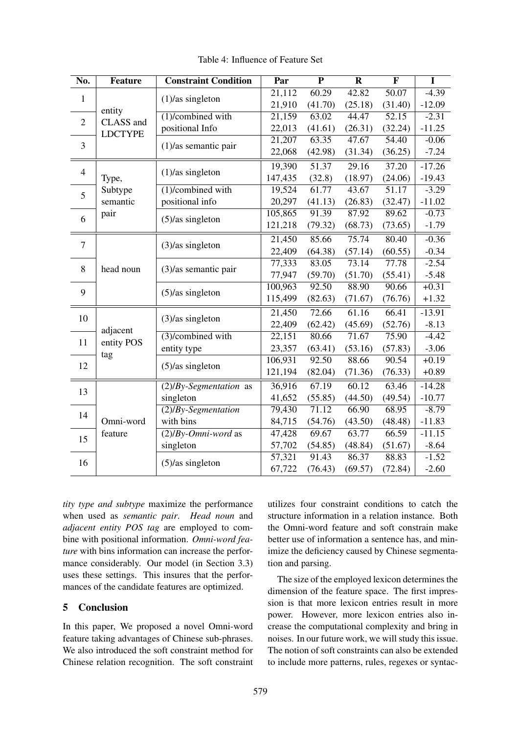Table 4: Influence of Feature Set

| No. | Feature | Constraint Condition | Par | P | R | F | I |
|---|---|---|---|---|---|---|---|
| 1 | entity CLASS and LDCTYPE | (1)/as singleton | 21,112 | 60.29 | 42.82 | 50.07 | -4.39 |
| | | | 21,910 | (41.70) | (25.18) | (31.40) | -12.09 |
| 2 | | (1)/combined with positional Info | 21,159 | 63.02 | 44.47 | 52.15 | -2.31 |
| | | | 22,013 | (41.61) | (26.31) | (32.24) | -11.25 |
| 3 | | (1)/as semantic pair | 21,207 | 63.35 | 47.67 | 54.40 | -0.06 |
| | | | 22,068 | (42.98) | (31.34) | (36.25) | -7.24 |
| 4 | Type, Subtype semantic pair | (1)/as singleton | 19,390 | 51.37 | 29.16 | 37.20 | -17.26 |
| | | | 147,435 | (32.8) | (18.97) | (24.06) | -19.43 |
| 5 | | (1)/combined with positional info | 19,524 | 61.77 | 43.67 | 51.17 | -3.29 |
| | | | 20,297 | (41.13) | (26.83) | (32.47) | -11.02 |
| 6 | | (5)/as singleton | 105,865 | 91.39 | 87.92 | 89.62 | -0.73 |
| | | | 121,218 | (79.32) | (68.73) | (73.65) | -1.79 |
| 7 | head noun | (3)/as singleton | 21,450 | 85.66 | 75.74 | 80.40 | -0.36 |
| | | | 22,409 | (64.38) | (57.14) | (60.55) | -0.34 |
| 8 | | (3)/as semantic pair | 77,333 | 83.05 | 73.14 | 77.78 | -2.54 |
| | | | 77,947 | (59.70) | (51.70) | (55.41) | -5.48 |
| 9 | | (5)/as singleton | 100,963 | 92.50 | 88.90 | 90.66 | +0.31 |
| | | | 115,499 | (82.63) | (71.67) | (76.76) | +1.32 |
| 10 | adjacent entity POS tag | (3)/as singleton | 21,450 | 72.66 | 61.16 | 66.41 | -13.91 |
| | | | 22,409 | (62.42) | (45.69) | (52.76) | -8.13 |
| 11 | | (3)/combined with entity type | 22,151 | 80.66 | 71.67 | 75.90 | -4.42 |
| | | | 23,357 | (63.41) | (53.16) | (57.83) | -3.06 |
| 12 | | (5)/as singleton | 106,931 | 92.50 | 88.66 | 90.54 | +0.19 |
| | | | 121,194 | (82.04) | (71.36) | (76.33) | +0.89 |
| 13 | Omni-word feature | (2)/*By-Segmentation* as singleton | 36,916 | 67.19 | 60.12 | 63.46 | -14.28 |
| | | | 41,652 | (55.85) | (44.50) | (49.54) | -10.77 |
| 14 | | (2)/*By-Segmentation* with bins | 79,430 | 71.12 | 66.90 | 68.95 | -8.79 |
| | | | 84,715 | (54.76) | (43.50) | (48.48) | -11.83 |
| 15 | | (2)/*By-Omni-word* as singleton | 47,428 | 69.67 | 63.77 | 66.59 | -11.15 |
| | | | 57,702 | (54.85) | (48.84) | (51.67) | -8.64 |
| 16 | | (5)/as singleton | 57,321 | 91.43 | 86.37 | 88.83 | -1.52 |
| | | | 67,722 | (76.43) | (69.57) | (72.84) | -2.60 |

*tity type and subtype* maximize the performance when used as *semantic pair*. *Head noun* and *adjacent entity POS tag* are employed to combine with positional information. *Omni-word feature* with bins information can increase the performance considerably. Our model (in Section 3.3) uses these settings. This insures that the performances of the candidate features are optimized.

## 5 Conclusion

In this paper, We proposed a novel Omni-word feature taking advantages of Chinese sub-phrases. We also introduced the soft constraint method for Chinese relation recognition. The soft constraint utilizes four constraint conditions to catch the structure information in a relation instance. Both the Omni-word feature and soft constrain make better use of information a sentence has, and minimize the deficiency caused by Chinese segmentation and parsing.

The size of the employed lexicon determines the dimension of the feature space. The first impression is that more lexicon entries result in more power. However, more lexicon entries also increase the computational complexity and bring in noises. In our future work, we will study this issue. The notion of soft constraints can also be extended to include more patterns, rules, regexes or syntac-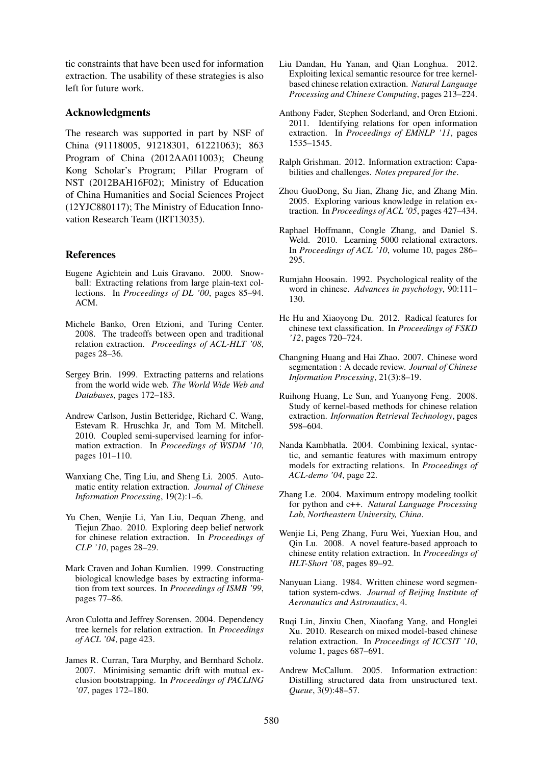tic constraints that have been used for information extraction. The usability of these strategies is also left for future work.

## Acknowledgments

The research was supported in part by NSF of China (91118005, 91218301, 61221063); 863 Program of China (2012AA011003); Cheung Kong Scholar's Program; Pillar Program of NST (2012BAH16F02); Ministry of Education of China Humanities and Social Sciences Project (12YJC880117); The Ministry of Education Innovation Research Team (IRT13035).

## References

Eugene Agichtein and Luis Gravano. 2000. Snowball: Extracting relations from large plain-text collections. In *Proceedings of DL '00*, pages 85–94. ACM.

Michele Banko, Oren Etzioni, and Turing Center. 2008. The tradeoffs between open and traditional relation extraction. *Proceedings of ACL-HLT '08*, pages 28–36.

Sergey Brin. 1999. Extracting patterns and relations from the world wide web. *The World Wide Web and Databases*, pages 172–183.

Andrew Carlson, Justin Betteridge, Richard C. Wang, Estevam R. Hruschka Jr, and Tom M. Mitchell. 2010. Coupled semi-supervised learning for information extraction. In *Proceedings of WSDM '10*, pages 101–110.

Wanxiang Che, Ting Liu, and Sheng Li. 2005. Automatic entity relation extraction. *Journal of Chinese Information Processing*, 19(2):1–6.

Yu Chen, Wenjie Li, Yan Liu, Dequan Zheng, and Tiejun Zhao. 2010. Exploring deep belief network for chinese relation extraction. In *Proceedings of CLP '10*, pages 28–29.

Mark Craven and Johan Kumlien. 1999. Constructing biological knowledge bases by extracting information from text sources. In *Proceedings of ISMB '99*, pages 77–86.

Aron Culotta and Jeffrey Sorensen. 2004. Dependency tree kernels for relation extraction. In *Proceedings of ACL '04*, page 423.

James R. Curran, Tara Murphy, and Bernhard Scholz. 2007. Minimising semantic drift with mutual exclusion bootstrapping. In *Proceedings of PACLING '07*, pages 172–180.

Liu Dandan, Hu Yanan, and Qian Longhua. 2012. Exploiting lexical semantic resource for tree kernel-based chinese relation extraction. *Natural Language Processing and Chinese Computing*, pages 213–224.

Anthony Fader, Stephen Soderland, and Oren Etzioni. 2011. Identifying relations for open information extraction. In *Proceedings of EMNLP '11*, pages 1535–1545.

Ralph Grishman. 2012. Information extraction: Capabilities and challenges. *Notes prepared for the*.

Zhou GuoDong, Su Jian, Zhang Jie, and Zhang Min. 2005. Exploring various knowledge in relation extraction. In *Proceedings of ACL '05*, pages 427–434.

Raphael Hoffmann, Congle Zhang, and Daniel S. Weld. 2010. Learning 5000 relational extractors. In *Proceedings of ACL '10*, volume 10, pages 286–295.

Rumjahn Hoosain. 1992. Psychological reality of the word in chinese. *Advances in psychology*, 90:111–130.

He Hu and Xiaoyong Du. 2012. Radical features for chinese text classification. In *Proceedings of FSKD '12*, pages 720–724.

Changning Huang and Hai Zhao. 2007. Chinese word segmentation : A decade review. *Journal of Chinese Information Processing*, 21(3):8–19.

Ruihong Huang, Le Sun, and Yuanyong Feng. 2008. Study of kernel-based methods for chinese relation extraction. *Information Retrieval Technology*, pages 598–604.

Nanda Kambhatla. 2004. Combining lexical, syntactic, and semantic features with maximum entropy models for extracting relations. In *Proceedings of ACL-demo '04*, page 22.

Zhang Le. 2004. Maximum entropy modeling toolkit for python and c++. *Natural Language Processing Lab, Northeastern University, China*.

Wenjie Li, Peng Zhang, Furu Wei, Yuexian Hou, and Qin Lu. 2008. A novel feature-based approach to chinese entity relation extraction. In *Proceedings of HLT-Short '08*, pages 89–92.

Nanyuan Liang. 1984. Written chinese word segmentation system-cdws. *Journal of Beijing Institute of Aeronautics and Astronautics*, 4.

Ruqi Lin, Jinxiu Chen, Xiaofang Yang, and Honglei Xu. 2010. Research on mixed model-based chinese relation extraction. In *Proceedings of ICCSIT '10*, volume 1, pages 687–691.

Andrew McCallum. 2005. Information extraction: Distilling structured data from unstructured text. *Queue*, 3(9):48–57.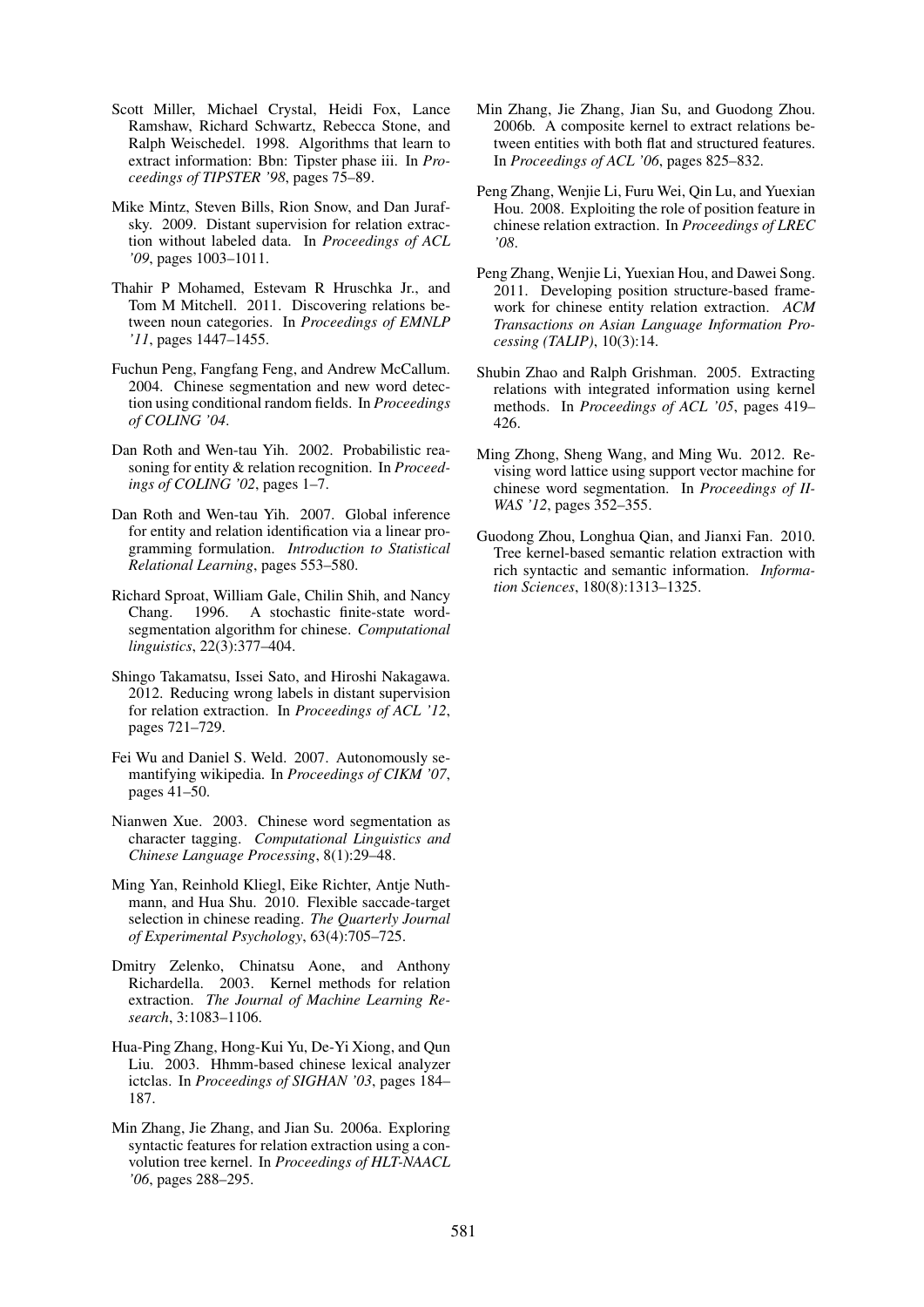Scott Miller, Michael Crystal, Heidi Fox, Lance Ramshaw, Richard Schwartz, Rebecca Stone, and Ralph Weischedel. 1998. Algorithms that learn to extract information: Bbn: Tipster phase iii. In *Proceedings of TIPSTER '98*, pages 75–89.

Mike Mintz, Steven Bills, Rion Snow, and Dan Jurafsky. 2009. Distant supervision for relation extraction without labeled data. In *Proceedings of ACL '09*, pages 1003–1011.

Thahir P Mohamed, Estevam R Hruschka Jr., and Tom M Mitchell. 2011. Discovering relations between noun categories. In *Proceedings of EMNLP '11*, pages 1447–1455.

Fuchun Peng, Fangfang Feng, and Andrew McCallum. 2004. Chinese segmentation and new word detection using conditional random fields. In *Proceedings of COLING '04*.

Dan Roth and Wen-tau Yih. 2002. Probabilistic reasoning for entity & relation recognition. In *Proceedings of COLING '02*, pages 1–7.

Dan Roth and Wen-tau Yih. 2007. Global inference for entity and relation identification via a linear programming formulation. *Introduction to Statistical Relational Learning*, pages 553–580.

Richard Sproat, William Gale, Chilin Shih, and Nancy Chang. 1996. A stochastic finite-state word-segmentation algorithm for chinese. *Computational linguistics*, 22(3):377–404.

Shingo Takamatsu, Issei Sato, and Hiroshi Nakagawa. 2012. Reducing wrong labels in distant supervision for relation extraction. In *Proceedings of ACL '12*, pages 721–729.

Fei Wu and Daniel S. Weld. 2007. Autonomously semantifying wikipedia. In *Proceedings of CIKM '07*, pages 41–50.

Nianwen Xue. 2003. Chinese word segmentation as character tagging. *Computational Linguistics and Chinese Language Processing*, 8(1):29–48.

Ming Yan, Reinhold Kliegl, Eike Richter, Antje Nuthmann, and Hua Shu. 2010. Flexible saccade-target selection in chinese reading. *The Quarterly Journal of Experimental Psychology*, 63(4):705–725.

Dmitry Zelenko, Chinatsu Aone, and Anthony Richardella. 2003. Kernel methods for relation extraction. *The Journal of Machine Learning Research*, 3:1083–1106.

Hua-Ping Zhang, Hong-Kui Yu, De-Yi Xiong, and Qun Liu. 2003. Hhmm-based chinese lexical analyzer ictclas. In *Proceedings of SIGHAN '03*, pages 184–187.

Min Zhang, Jie Zhang, and Jian Su. 2006a. Exploring syntactic features for relation extraction using a convolution tree kernel. In *Proceedings of HLT-NAACL '06*, pages 288–295.

Min Zhang, Jie Zhang, Jian Su, and Guodong Zhou. 2006b. A composite kernel to extract relations between entities with both flat and structured features. In *Proceedings of ACL '06*, pages 825–832.

Peng Zhang, Wenjie Li, Furu Wei, Qin Lu, and Yuexian Hou. 2008. Exploiting the role of position feature in chinese relation extraction. In *Proceedings of LREC '08*.

Peng Zhang, Wenjie Li, Yuexian Hou, and Dawei Song. 2011. Developing position structure-based framework for chinese entity relation extraction. *ACM Transactions on Asian Language Information Processing (TALIP)*, 10(3):14.

Shubin Zhao and Ralph Grishman. 2005. Extracting relations with integrated information using kernel methods. In *Proceedings of ACL '05*, pages 419–426.

Ming Zhong, Sheng Wang, and Ming Wu. 2012. Revising word lattice using support vector machine for chinese word segmentation. In *Proceedings of IIWAS '12*, pages 352–355.

Guodong Zhou, Longhua Qian, and Jianxi Fan. 2010. Tree kernel-based semantic relation extraction with rich syntactic and semantic information. *Information Sciences*, 180(8):1313–1325.